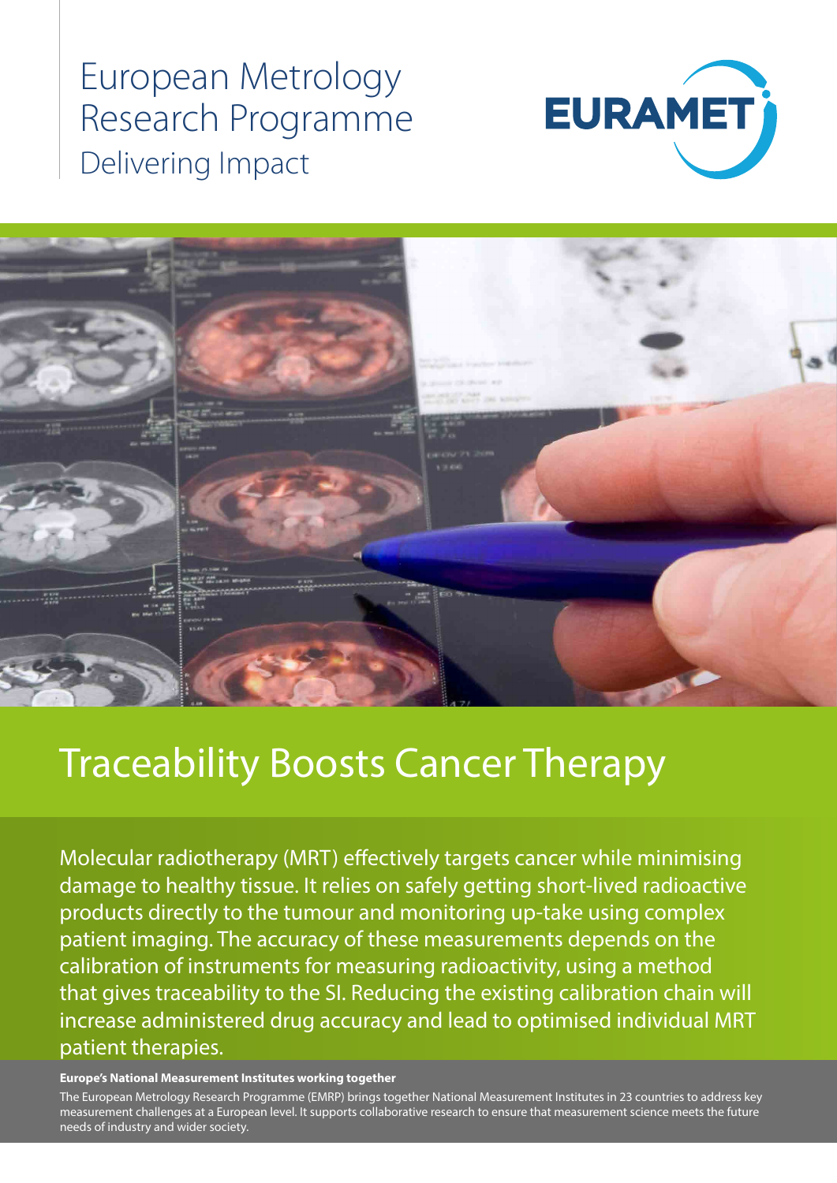European Metrology Research Programme
Delivering Impact

EURAMET

# Traceability Boosts Cancer Therapy

Molecular radiotherapy (MRT) effectively targets cancer while minimising damage to healthy tissue. It relies on safely getting short-lived radioactive products directly to the tumour and monitoring up-take using complex patient imaging. The accuracy of these measurements depends on the calibration of instruments for measuring radioactivity, using a method that gives traceability to the SI. Reducing the existing calibration chain will increase administered drug accuracy and lead to optimised individual MRT patient therapies.

**Europe's National Measurement Institutes working together**

The European Metrology Research Programme (EMRP) brings together National Measurement Institutes in 23 countries to address key measurement challenges at a European level. It supports collaborative research to ensure that measurement science meets the future needs of industry and wider society.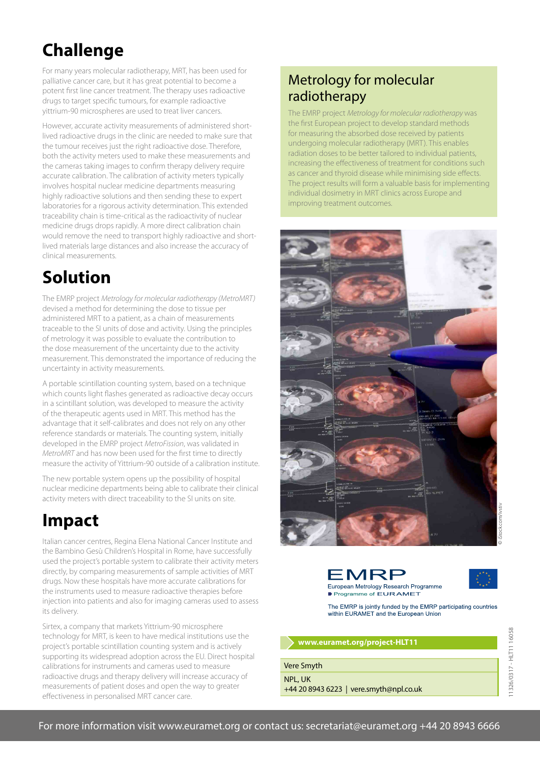# Challenge

For many years molecular radiotherapy, MRT, has been used for palliative cancer care, but it has great potential to become a potent first line cancer treatment. The therapy uses radioactive drugs to target specific tumours, for example radioactive yittrium-90 microspheres are used to treat liver cancers.

However, accurate activity measurements of administered short-lived radioactive drugs in the clinic are needed to make sure that the tumour receives just the right radioactive dose. Therefore, both the activity meters used to make these measurements and the cameras taking images to confirm therapy delivery require accurate calibration. The calibration of activity meters typically involves hospital nuclear medicine departments measuring highly radioactive solutions and then sending these to expert laboratories for a rigorous activity determination. This extended traceability chain is time-critical as the radioactivity of nuclear medicine drugs drops rapidly. A more direct calibration chain would remove the need to transport highly radioactive and short-lived materials large distances and also increase the accuracy of clinical measurements.

# Solution

The EMRP project *Metrology for molecular radiotherapy (MetroMRT)* devised a method for determining the dose to tissue per administered MRT to a patient, as a chain of measurements traceable to the SI units of dose and activity. Using the principles of metrology it was possible to evaluate the contribution to the dose measurement of the uncertainty due to the activity measurement. This demonstrated the importance of reducing the uncertainty in activity measurements.

A portable scintillation counting system, based on a technique which counts light flashes generated as radioactive decay occurs in a scintillant solution, was developed to measure the activity of the therapeutic agents used in MRT. This method has the advantage that it self-calibrates and does not rely on any other reference standards or materials. The counting system, initially developed in the EMRP project *MetroFission*, was validated in *MetroMRT* and has now been used for the first time to directly measure the activity of Yittrium-90 outside of a calibration institute.

The new portable system opens up the possibility of hospital nuclear medicine departments being able to calibrate their clinical activity meters with direct traceability to the SI units on site.

# Impact

Italian cancer centres, Regina Elena National Cancer Institute and the Bambino Gesù Children's Hospital in Rome, have successfully used the project's portable system to calibrate their activity meters directly, by comparing measurements of sample activities of MRT drugs. Now these hospitals have more accurate calibrations for the instruments used to measure radioactive therapies before injection into patients and also for imaging cameras used to assess its delivery.

Sirtex, a company that markets Yittrium-90 microsphere technology for MRT, is keen to have medical institutions use the project's portable scintillation counting system and is actively supporting its widespread adoption across the EU. Direct hospital calibrations for instruments and cameras used to measure radioactive drugs and therapy delivery will increase accuracy of measurements of patient doses and open the way to greater effectiveness in personalised MRT cancer care.

## Metrology for molecular radiotherapy

The EMRP project *Metrology for molecular radiotherapy* was the first European project to develop standard methods for measuring the absorbed dose received by patients undergoing molecular radiotherapy (MRT). This enables radiation doses to be better tailored to individual patients, increasing the effectiveness of treatment for conditions such as cancer and thyroid disease while minimising side effects. The project results will form a valuable basis for implementing individual dosimetry in MRT clinics across Europe and improving treatment outcomes.

© iStock.com/ivstiv

EMRP
European Metrology Research Programme
Programme of EURAMET

The EMRP is jointly funded by the EMRP participating countries within EURAMET and the European Union

**www.euramet.org/project-HLT11**

Vere Smyth
NPL, UK
+44 20 8943 6223 | vere.smyth@npl.co.uk

11326/0317 - HLT11 16058

For more information visit www.euramet.org or contact us: secretariat@euramet.org +44 20 8943 6666